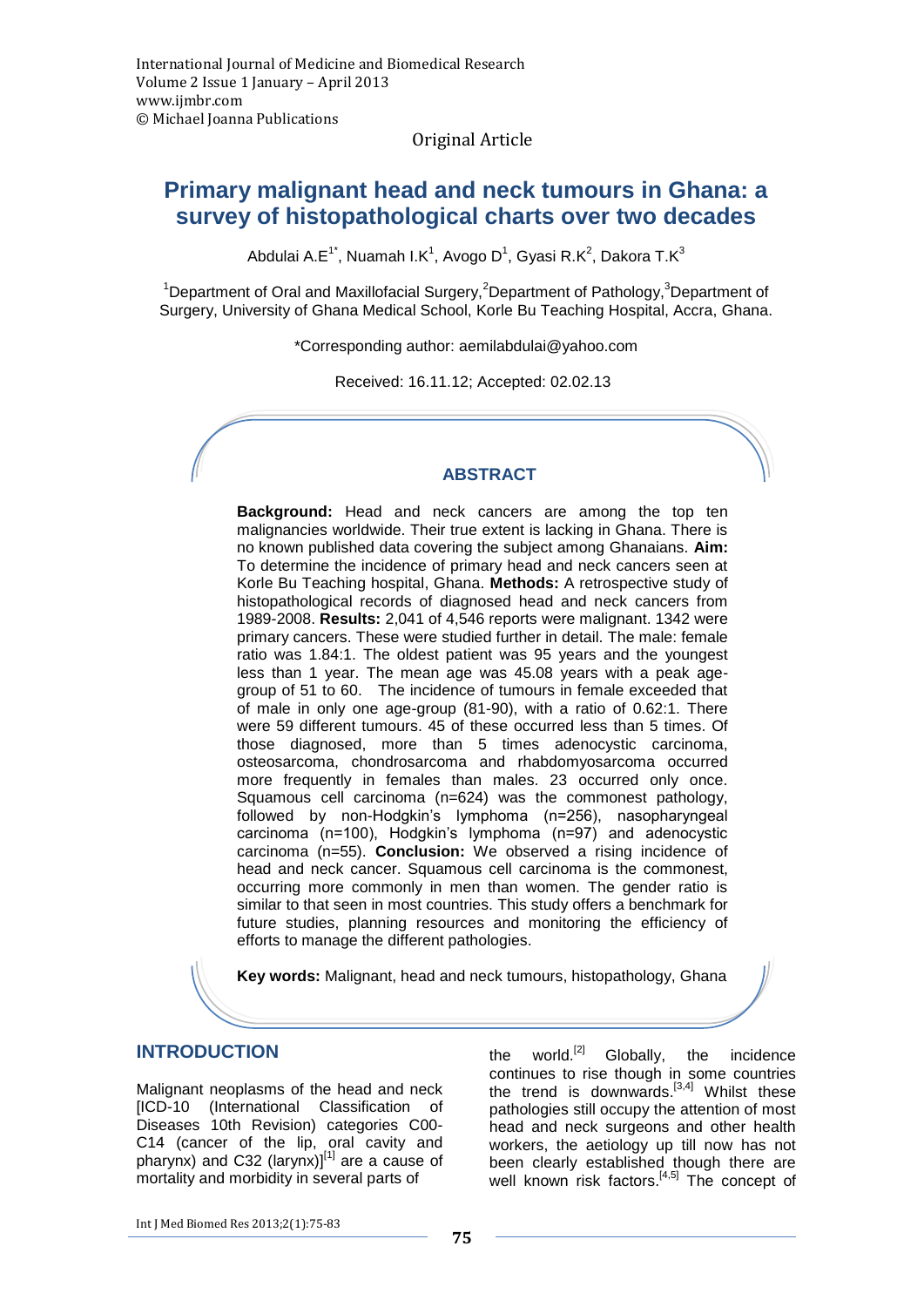Original Article

# Primary malignant head and neck tumours in Ghana: a survey of histopathological charts over two decades

Abdulai A.E[1*], Nuamah I.K[1], Avogo D[1], Gyasi R.K[2], Dakora T.K[3]

[1]Department of Oral and Maxillofacial Surgery,[2]Department of Pathology,[3]Department of Surgery, University of Ghana Medical School, Korle Bu Teaching Hospital, Accra, Ghana.

*Corresponding author: aemilabdulai@yahoo.com

Received: 16.11.12; Accepted: 02.02.13

## ABSTRACT

**Background:** Head and neck cancers are among the top ten malignancies worldwide. Their true extent is lacking in Ghana. There is no known published data covering the subject among Ghanaians. **Aim:** To determine the incidence of primary head and neck cancers seen at Korle Bu Teaching hospital, Ghana. **Methods:** A retrospective study of histopathological records of diagnosed head and neck cancers from 1989-2008. **Results:** 2,041 of 4,546 reports were malignant. 1342 were primary cancers. These were studied further in detail. The male: female ratio was 1.84:1. The oldest patient was 95 years and the youngest less than 1 year. The mean age was 45.08 years with a peak age-group of 51 to 60. The incidence of tumours in female exceeded that of male in only one age-group (81-90), with a ratio of 0.62:1. There were 59 different tumours. 45 of these occurred less than 5 times. Of those diagnosed, more than 5 times adenocystic carcinoma, osteosarcoma, chondrosarcoma and rhabdomyosarcoma occurred more frequently in females than males. 23 occurred only once. Squamous cell carcinoma (n=624) was the commonest pathology, followed by non-Hodgkin's lymphoma (n=256), nasopharyngeal carcinoma (n=100), Hodgkin's lymphoma (n=97) and adenocystic carcinoma (n=55). **Conclusion:** We observed a rising incidence of head and neck cancer. Squamous cell carcinoma is the commonest, occurring more commonly in men than women. The gender ratio is similar to that seen in most countries. This study offers a benchmark for future studies, planning resources and monitoring the efficiency of efforts to manage the different pathologies.

**Key words:** Malignant, head and neck tumours, histopathology, Ghana

## INTRODUCTION

Malignant neoplasms of the head and neck [ICD-10 (International Classification of Diseases 10th Revision) categories C00-C14 (cancer of the lip, oral cavity and pharynx) and C32 (larynx)][1] are a cause of mortality and morbidity in several parts of the world.[2] Globally, the incidence continues to rise though in some countries the trend is downwards.[3,4] Whilst these pathologies still occupy the attention of most head and neck surgeons and other health workers, the aetiology up till now has not been clearly established though there are well known risk factors.[4,5] The concept of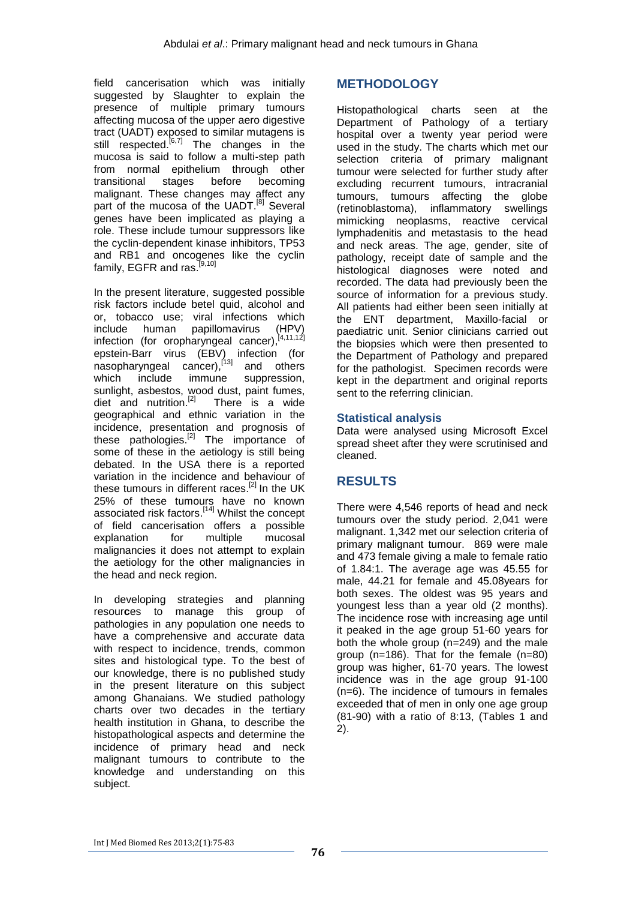field cancerisation which was initially suggested by Slaughter to explain the presence of multiple primary tumours affecting mucosa of the upper aero digestive tract (UADT) exposed to similar mutagens is still respected.[6,7] The changes in the mucosa is said to follow a multi-step path from normal epithelium through other transitional stages before becoming malignant. These changes may affect any part of the mucosa of the UADT.[8] Several genes have been implicated as playing a role. These include tumour suppressors like the cyclin-dependent kinase inhibitors, TP53 and RB1 and oncogenes like the cyclin family, EGFR and ras.[9,10]

In the present literature, suggested possible risk factors include betel quid, alcohol and or, tobacco use; viral infections which include human papillomavirus (HPV) infection (for oropharyngeal cancer),[4,11,12] epstein-Barr virus (EBV) infection (for nasopharyngeal cancer),[13] and others which include immune suppression, sunlight, asbestos, wood dust, paint fumes, diet and nutrition.[2] There is a wide geographical and ethnic variation in the incidence, presentation and prognosis of these pathologies.[2] The importance of some of these in the aetiology is still being debated. In the USA there is a reported variation in the incidence and behaviour of these tumours in different races.[2] In the UK 25% of these tumours have no known associated risk factors.[14] Whilst the concept of field cancerisation offers a possible explanation for multiple mucosal malignancies it does not attempt to explain the aetiology for the other malignancies in the head and neck region.

In developing strategies and planning resources to manage this group of pathologies in any population one needs to have a comprehensive and accurate data with respect to incidence, trends, common sites and histological type. To the best of our knowledge, there is no published study in the present literature on this subject among Ghanaians. We studied pathology charts over two decades in the tertiary health institution in Ghana, to describe the histopathological aspects and determine the incidence of primary head and neck malignant tumours to contribute to the knowledge and understanding on this subject.

## METHODOLOGY

Histopathological charts seen at the Department of Pathology of a tertiary hospital over a twenty year period were used in the study. The charts which met our selection criteria of primary malignant tumour were selected for further study after excluding recurrent tumours, intracranial tumours, tumours affecting the globe (retinoblastoma), inflammatory swellings mimicking neoplasms, reactive cervical lymphadenitis and metastasis to the head and neck areas. The age, gender, site of pathology, receipt date of sample and the histological diagnoses were noted and recorded. The data had previously been the source of information for a previous study. All patients had either been seen initially at the ENT department, Maxillo-facial or paediatric unit. Senior clinicians carried out the biopsies which were then presented to the Department of Pathology and prepared for the pathologist. Specimen records were kept in the department and original reports sent to the referring clinician.

### Statistical analysis

Data were analysed using Microsoft Excel spread sheet after they were scrutinised and cleaned.

## RESULTS

There were 4,546 reports of head and neck tumours over the study period. 2,041 were malignant. 1,342 met our selection criteria of primary malignant tumour. 869 were male and 473 female giving a male to female ratio of 1.84:1. The average age was 45.55 for male, 44.21 for female and 45.08years for both sexes. The oldest was 95 years and youngest less than a year old (2 months). The incidence rose with increasing age until it peaked in the age group 51-60 years for both the whole group (n=249) and the male group (n=186). That for the female (n=80) group was higher, 61-70 years. The lowest incidence was in the age group 91-100 (n=6). The incidence of tumours in females exceeded that of men in only one age group (81-90) with a ratio of 8:13, (Tables 1 and 2).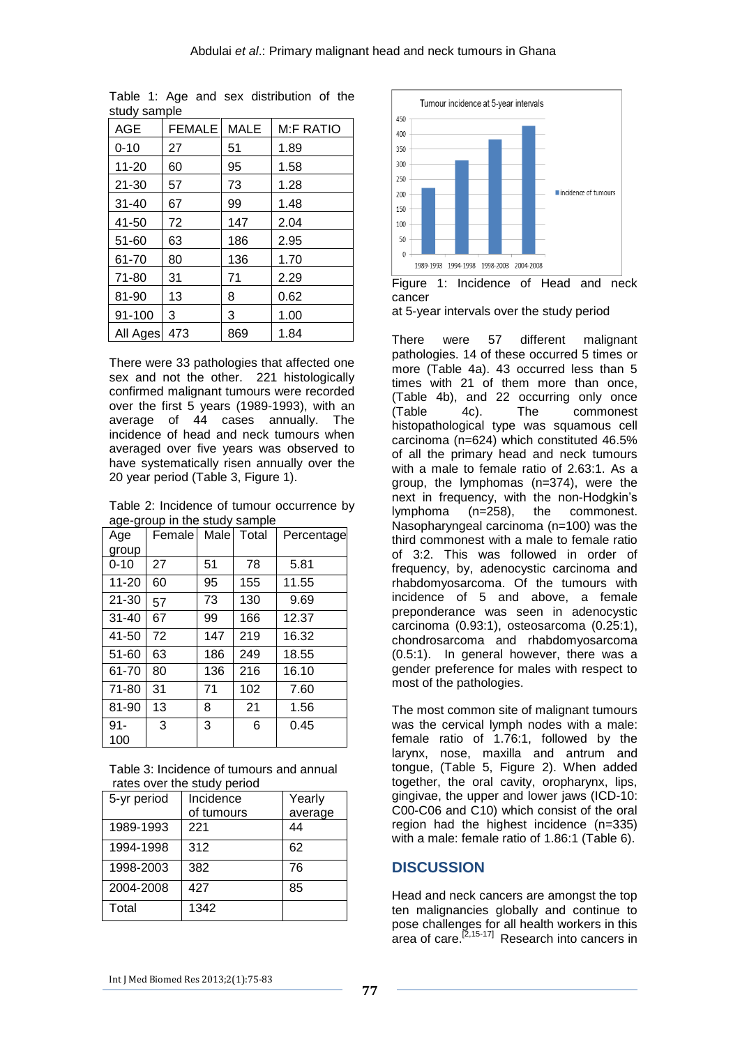Table 1: Age and sex distribution of the study sample

| AGE | FEMALE | MALE | M:F RATIO |
|---|---|---|---|
| 0-10 | 27 | 51 | 1.89 |
| 11-20 | 60 | 95 | 1.58 |
| 21-30 | 57 | 73 | 1.28 |
| 31-40 | 67 | 99 | 1.48 |
| 41-50 | 72 | 147 | 2.04 |
| 51-60 | 63 | 186 | 2.95 |
| 61-70 | 80 | 136 | 1.70 |
| 71-80 | 31 | 71 | 2.29 |
| 81-90 | 13 | 8 | 0.62 |
| 91-100 | 3 | 3 | 1.00 |
| All Ages | 473 | 869 | 1.84 |

There were 33 pathologies that affected one sex and not the other. 221 histologically confirmed malignant tumours were recorded over the first 5 years (1989-1993), with an average of 44 cases annually. The incidence of head and neck tumours when averaged over five years was observed to have systematically risen annually over the 20 year period (Table 3, Figure 1).

Table 2: Incidence of tumour occurrence by age-group in the study sample

| Age group | Female | Male | Total | Percentage |
|---|---|---|---|---|
| 0-10 | 27 | 51 | 78 | 5.81 |
| 11-20 | 60 | 95 | 155 | 11.55 |
| 21-30 | 57 | 73 | 130 | 9.69 |
| 31-40 | 67 | 99 | 166 | 12.37 |
| 41-50 | 72 | 147 | 219 | 16.32 |
| 51-60 | 63 | 186 | 249 | 18.55 |
| 61-70 | 80 | 136 | 216 | 16.10 |
| 71-80 | 31 | 71 | 102 | 7.60 |
| 81-90 | 13 | 8 | 21 | 1.56 |
| 91-100 | 3 | 3 | 6 | 0.45 |

Table 3: Incidence of tumours and annual rates over the study period

| 5-yr period | Incidence of tumours | Yearly average |
|---|---|---|
| 1989-1993 | 221 | 44 |
| 1994-1998 | 312 | 62 |
| 1998-2003 | 382 | 76 |
| 2004-2008 | 427 | 85 |
| Total | 1342 | |

Figure 1: Incidence of Head and neck cancer at 5-year intervals over the study period

There were 57 different malignant pathologies. 14 of these occurred 5 times or more (Table 4a). 43 occurred less than 5 times with 21 of them more than once, (Table 4b), and 22 occurring only once (Table 4c). The commonest histopathological type was squamous cell carcinoma (n=624) which constituted 46.5% of all the primary head and neck tumours with a male to female ratio of 2.63:1. As a group, the lymphomas (n=374), were the next in frequency, with the non-Hodgkin's lymphoma (n=258), the commonest. Nasopharyngeal carcinoma (n=100) was the third commonest with a male to female ratio of 3:2. This was followed in order of frequency, by, adenocystic carcinoma and rhabdomyosarcoma. Of the tumours with incidence of 5 and above, a female preponderance was seen in adenocystic carcinoma (0.93:1), osteosarcoma (0.25:1), chondrosarcoma and rhabdomyosarcoma (0.5:1). In general however, there was a gender preference for males with respect to most of the pathologies.

The most common site of malignant tumours was the cervical lymph nodes with a male: female ratio of 1.76:1, followed by the larynx, nose, maxilla and antrum and tongue, (Table 5, Figure 2). When added together, the oral cavity, oropharynx, lips, gingivae, the upper and lower jaws (ICD-10: C00-C06 and C10) which consist of the oral region had the highest incidence (n=335) with a male: female ratio of 1.86:1 (Table 6).

## DISCUSSION

Head and neck cancers are amongst the top ten malignancies globally and continue to pose challenges for all health workers in this area of care.[2,15-17] Research into cancers in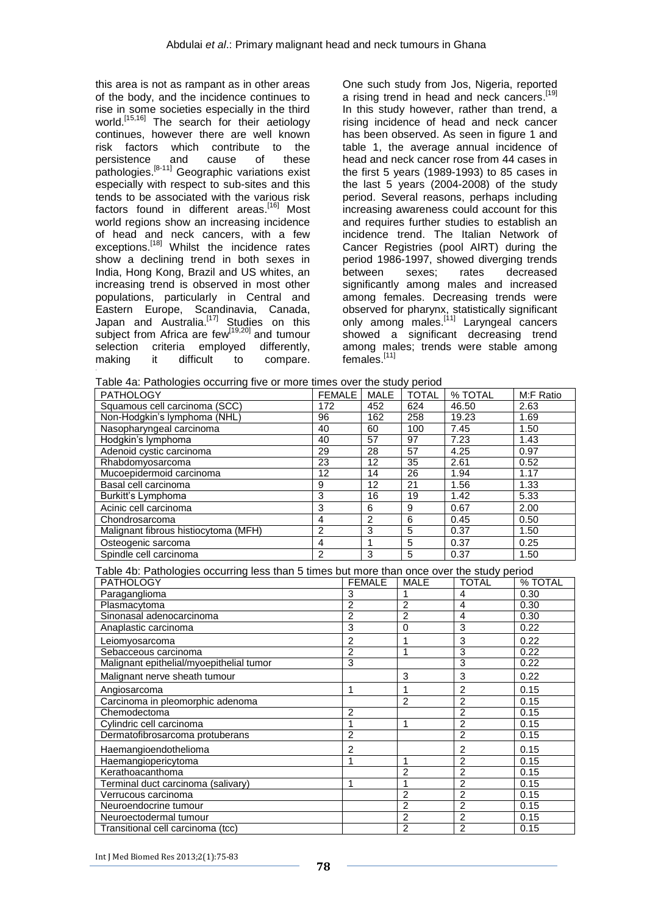this area is not as rampant as in other areas of the body, and the incidence continues to rise in some societies especially in the third world.[15,16] The search for their aetiology continues, however there are well known risk factors which contribute to the persistence and cause of these pathologies.[8-11] Geographic variations exist especially with respect to sub-sites and this tends to be associated with the various risk factors found in different areas.[16] Most world regions show an increasing incidence of head and neck cancers, with a few exceptions.[18] Whilst the incidence rates show a declining trend in both sexes in India, Hong Kong, Brazil and US whites, an increasing trend is observed in most other populations, particularly in Central and Eastern Europe, Scandinavia, Canada, Japan and Australia.[17] Studies on this subject from Africa are few[19,20] and tumour selection criteria employed differently, making it difficult to compare. One such study from Jos, Nigeria, reported a rising trend in head and neck cancers.[19] In this study however, rather than trend, a rising incidence of head and neck cancer has been observed. As seen in figure 1 and table 1, the average annual incidence of head and neck cancer rose from 44 cases in the first 5 years (1989-1993) to 85 cases in the last 5 years (2004-2008) of the study period. Several reasons, perhaps including increasing awareness could account for this and requires further studies to establish an incidence trend. The Italian Network of Cancer Registries (pool AIRT) during the period 1986-1997, showed diverging trends between sexes; rates decreased significantly among males and increased among females. Decreasing trends were observed for pharynx, statistically significant only among males.[11] Laryngeal cancers showed a significant decreasing trend among males; trends were stable among females.[11]

Table 4a: Pathologies occurring five or more times over the study period

| PATHOLOGY | FEMALE | MALE | TOTAL | % TOTAL | M:F Ratio |
|---|---|---|---|---|---|
| Squamous cell carcinoma (SCC) | 172 | 452 | 624 | 46.50 | 2.63 |
| Non-Hodgkin's lymphoma (NHL) | 96 | 162 | 258 | 19.23 | 1.69 |
| Nasopharyngeal carcinoma | 40 | 60 | 100 | 7.45 | 1.50 |
| Hodgkin's lymphoma | 40 | 57 | 97 | 7.23 | 1.43 |
| Adenoid cystic carcinoma | 29 | 28 | 57 | 4.25 | 0.97 |
| Rhabdomyosarcoma | 23 | 12 | 35 | 2.61 | 0.52 |
| Mucoepidermoid carcinoma | 12 | 14 | 26 | 1.94 | 1.17 |
| Basal cell carcinoma | 9 | 12 | 21 | 1.56 | 1.33 |
| Burkitt's Lymphoma | 3 | 16 | 19 | 1.42 | 5.33 |
| Acinic cell carcinoma | 3 | 6 | 9 | 0.67 | 2.00 |
| Chondrosarcoma | 4 | 2 | 6 | 0.45 | 0.50 |
| Malignant fibrous histiocytoma (MFH) | 2 | 3 | 5 | 0.37 | 1.50 |
| Osteogenic sarcoma | 4 | 1 | 5 | 0.37 | 0.25 |
| Spindle cell carcinoma | 2 | 3 | 5 | 0.37 | 1.50 |

Table 4b: Pathologies occurring less than 5 times but more than once over the study period

| PATHOLOGY | FEMALE | MALE | TOTAL | % TOTAL |
|---|---|---|---|---|
| Paraganglioma | 3 | 1 | 4 | 0.30 |
| Plasmacytoma | 2 | 2 | 4 | 0.30 |
| Sinonasal adenocarcinoma | 2 | 2 | 4 | 0.30 |
| Anaplastic carcinoma | 3 | 0 | 3 | 0.22 |
| Leiomyosarcoma | 2 | 1 | 3 | 0.22 |
| Sebacceous carcinoma | 2 | 1 | 3 | 0.22 |
| Malignant epithelial/myoepithelial tumor | 3 | | 3 | 0.22 |
| Malignant nerve sheath tumour | | 3 | 3 | 0.22 |
| Angiosarcoma | 1 | 1 | 2 | 0.15 |
| Carcinoma in pleomorphic adenoma | | 2 | 2 | 0.15 |
| Chemodectoma | 2 | | 2 | 0.15 |
| Cylindric cell carcinoma | 1 | 1 | 2 | 0.15 |
| Dermatofibrosarcoma protuberans | 2 | | 2 | 0.15 |
| Haemangioendothelioma | 2 | | 2 | 0.15 |
| Haemangiopericytoma | 1 | 1 | 2 | 0.15 |
| Kerathoacanthoma | | 2 | 2 | 0.15 |
| Terminal duct carcinoma (salivary) | 1 | 1 | 2 | 0.15 |
| Verrucous carcinoma | | 2 | 2 | 0.15 |
| Neuroendocrine tumour | | 2 | 2 | 0.15 |
| Neuroectodermal tumour | | 2 | 2 | 0.15 |
| Transitional cell carcinoma (tcc) | | 2 | 2 | 0.15 |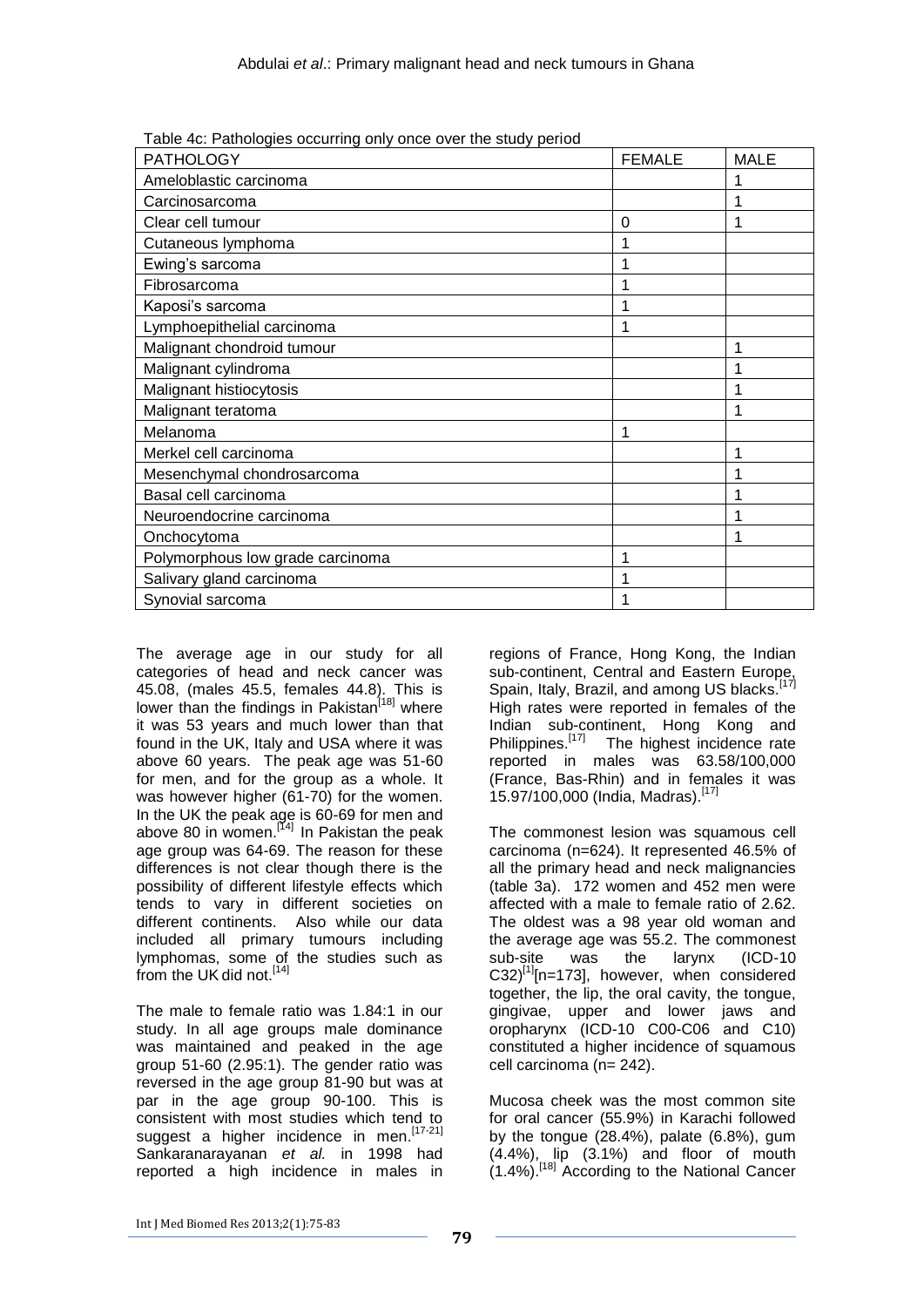Table 4c: Pathologies occurring only once over the study period

| PATHOLOGY | FEMALE | MALE |
|---|---|---|
| Ameloblastic carcinoma | | 1 |
| Carcinosarcoma | | 1 |
| Clear cell tumour | 0 | 1 |
| Cutaneous lymphoma | 1 | |
| Ewing's sarcoma | 1 | |
| Fibrosarcoma | 1 | |
| Kaposi's sarcoma | 1 | |
| Lymphoepithelial carcinoma | 1 | |
| Malignant chondroid tumour | | 1 |
| Malignant cylindroma | | 1 |
| Malignant histiocytosis | | 1 |
| Malignant teratoma | | 1 |
| Melanoma | 1 | |
| Merkel cell carcinoma | | 1 |
| Mesenchymal chondrosarcoma | | 1 |
| Basal cell carcinoma | | 1 |
| Neuroendocrine carcinoma | | 1 |
| Onchocytoma | | 1 |
| Polymorphous low grade carcinoma | 1 | |
| Salivary gland carcinoma | 1 | |
| Synovial sarcoma | 1 | |

The average age in our study for all categories of head and neck cancer was 45.08, (males 45.5, females 44.8). This is lower than the findings in Pakistan[18] where it was 53 years and much lower than that found in the UK, Italy and USA where it was above 60 years. The peak age was 51-60 for men, and for the group as a whole. It was however higher (61-70) for the women. In the UK the peak age is 60-69 for men and above 80 in women.[14] In Pakistan the peak age group was 64-69. The reason for these differences is not clear though there is the possibility of different lifestyle effects which tends to vary in different societies on different continents. Also while our data included all primary tumours including lymphomas, some of the studies such as from the UK did not.[14]

The male to female ratio was 1.84:1 in our study. In all age groups male dominance was maintained and peaked in the age group 51-60 (2.95:1). The gender ratio was reversed in the age group 81-90 but was at par in the age group 90-100. This is consistent with most studies which tend to suggest a higher incidence in men.[17-21] Sankaranarayanan *et al.* in 1998 had reported a high incidence in males in regions of France, Hong Kong, the Indian sub-continent, Central and Eastern Europe, Spain, Italy, Brazil, and among US blacks.[17] High rates were reported in females of the Indian sub-continent, Hong Kong and Philippines.[17] The highest incidence rate reported in males was 63.58/100,000 (France, Bas-Rhin) and in females it was 15.97/100,000 (India, Madras).[17]

The commonest lesion was squamous cell carcinoma (n=624). It represented 46.5% of all the primary head and neck malignancies (table 3a). 172 women and 452 men were affected with a male to female ratio of 2.62. The oldest was a 98 year old woman and the average age was 55.2. The commonest sub-site was the larynx (ICD-10 C32)[1][n=173], however, when considered together, the lip, the oral cavity, the tongue, gingivae, upper and lower jaws and oropharynx (ICD-10 C00-C06 and C10) constituted a higher incidence of squamous cell carcinoma (n= 242).

Mucosa cheek was the most common site for oral cancer (55.9%) in Karachi followed by the tongue (28.4%), palate (6.8%), gum (4.4%), lip (3.1%) and floor of mouth (1.4%).[18] According to the National Cancer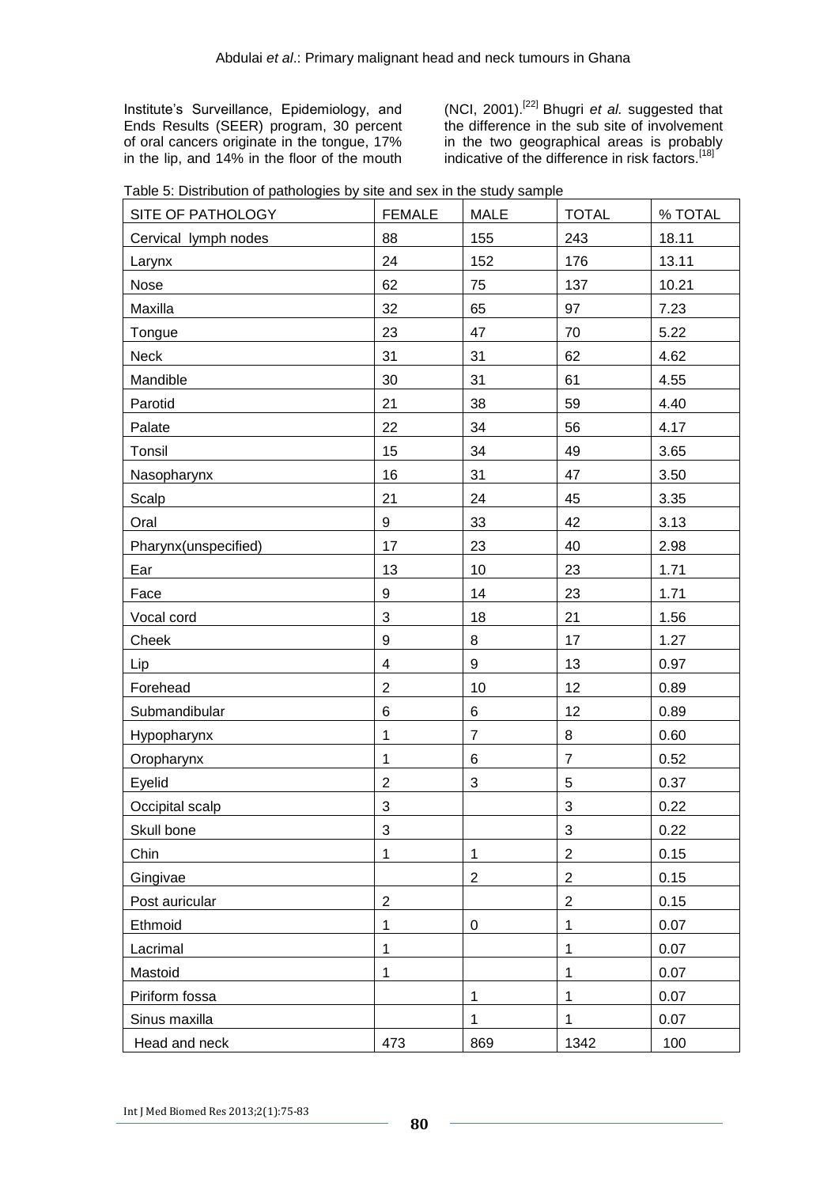Institute's Surveillance, Epidemiology, and Ends Results (SEER) program, 30 percent of oral cancers originate in the tongue, 17% in the lip, and 14% in the floor of the mouth (NCI, 2001).[22] Bhugri *et al.* suggested that the difference in the sub site of involvement in the two geographical areas is probably indicative of the difference in risk factors.[18]

Table 5: Distribution of pathologies by site and sex in the study sample

| SITE OF PATHOLOGY | FEMALE | MALE | TOTAL | % TOTAL |
|---|---|---|---|---|
| Cervical lymph nodes | 88 | 155 | 243 | 18.11 |
| Larynx | 24 | 152 | 176 | 13.11 |
| Nose | 62 | 75 | 137 | 10.21 |
| Maxilla | 32 | 65 | 97 | 7.23 |
| Tongue | 23 | 47 | 70 | 5.22 |
| Neck | 31 | 31 | 62 | 4.62 |
| Mandible | 30 | 31 | 61 | 4.55 |
| Parotid | 21 | 38 | 59 | 4.40 |
| Palate | 22 | 34 | 56 | 4.17 |
| Tonsil | 15 | 34 | 49 | 3.65 |
| Nasopharynx | 16 | 31 | 47 | 3.50 |
| Scalp | 21 | 24 | 45 | 3.35 |
| Oral | 9 | 33 | 42 | 3.13 |
| Pharynx(unspecified) | 17 | 23 | 40 | 2.98 |
| Ear | 13 | 10 | 23 | 1.71 |
| Face | 9 | 14 | 23 | 1.71 |
| Vocal cord | 3 | 18 | 21 | 1.56 |
| Cheek | 9 | 8 | 17 | 1.27 |
| Lip | 4 | 9 | 13 | 0.97 |
| Forehead | 2 | 10 | 12 | 0.89 |
| Submandibular | 6 | 6 | 12 | 0.89 |
| Hypopharynx | 1 | 7 | 8 | 0.60 |
| Oropharynx | 1 | 6 | 7 | 0.52 |
| Eyelid | 2 | 3 | 5 | 0.37 |
| Occipital scalp | 3 | | 3 | 0.22 |
| Skull bone | 3 | | 3 | 0.22 |
| Chin | 1 | 1 | 2 | 0.15 |
| Gingivae | | 2 | 2 | 0.15 |
| Post auricular | 2 | | 2 | 0.15 |
| Ethmoid | 1 | 0 | 1 | 0.07 |
| Lacrimal | 1 | | 1 | 0.07 |
| Mastoid | 1 | | 1 | 0.07 |
| Piriform fossa | | 1 | 1 | 0.07 |
| Sinus maxilla | | 1 | 1 | 0.07 |
| Head and neck | 473 | 869 | 1342 | 100 |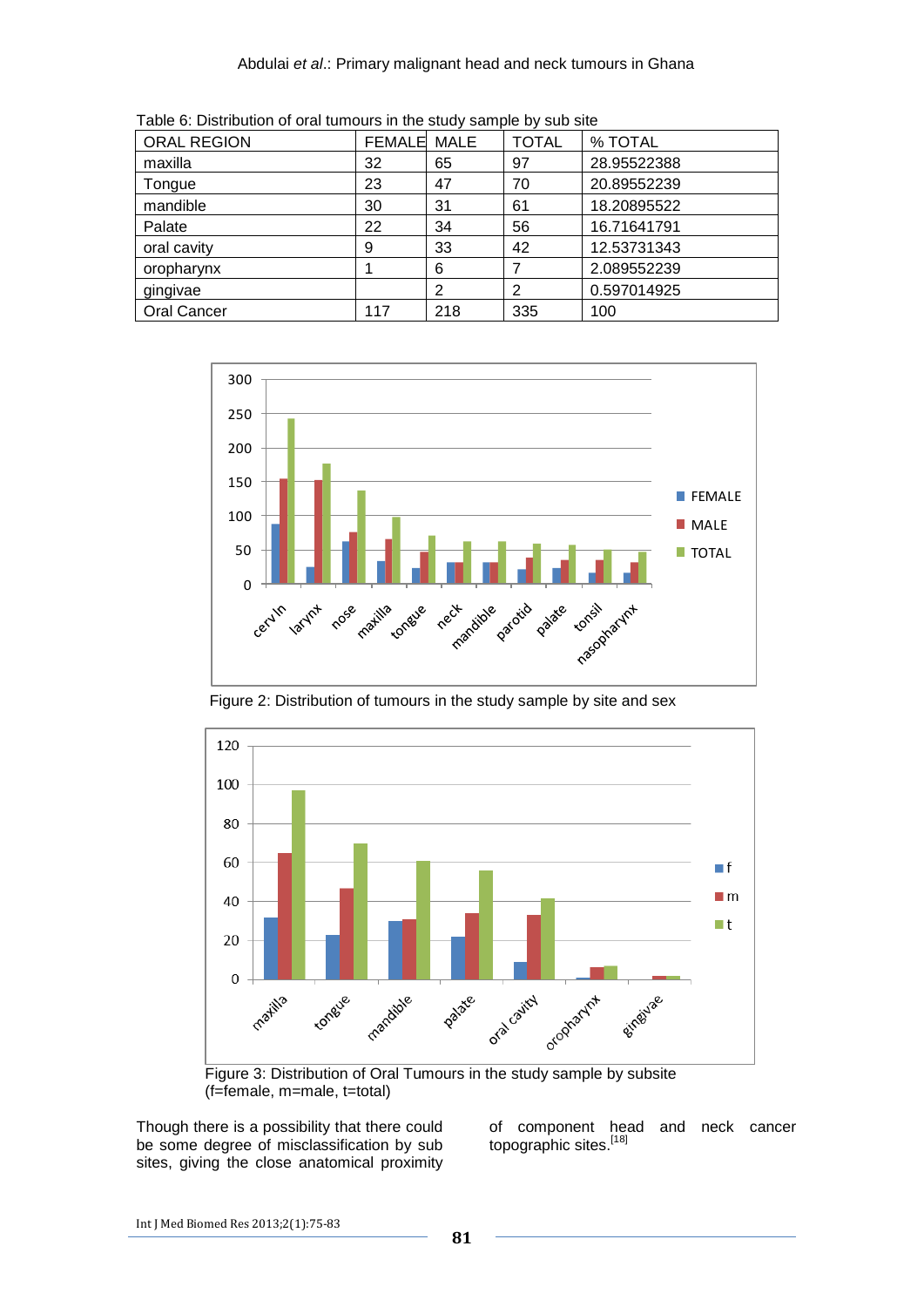Table 6: Distribution of oral tumours in the study sample by sub site

| ORAL REGION | FEMALE | MALE | TOTAL | % TOTAL |
|---|---|---|---|---|
| maxilla | 32 | 65 | 97 | 28.95522388 |
| Tongue | 23 | 47 | 70 | 20.89552239 |
| mandible | 30 | 31 | 61 | 18.20895522 |
| Palate | 22 | 34 | 56 | 16.71641791 |
| oral cavity | 9 | 33 | 42 | 12.53731343 |
| oropharynx | 1 | 6 | 7 | 2.089552239 |
| gingivae | | 2 | 2 | 0.597014925 |
| Oral Cancer | 117 | 218 | 335 | 100 |

Figure 2: Distribution of tumours in the study sample by site and sex

Figure 3: Distribution of Oral Tumours in the study sample by subsite (f=female, m=male, t=total)

Though there is a possibility that there could be some degree of misclassification by sub sites, giving the close anatomical proximity of component head and neck cancer topographic sites.[18]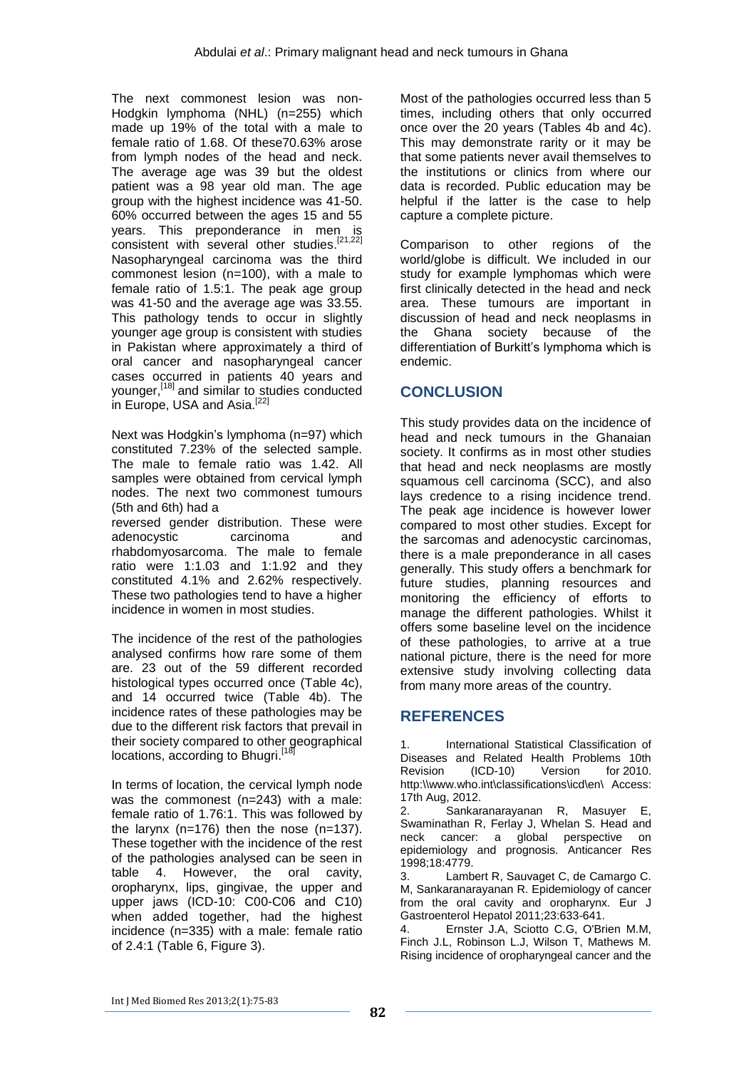The next commonest lesion was non-Hodgkin lymphoma (NHL) (n=255) which made up 19% of the total with a male to female ratio of 1.68. Of these70.63% arose from lymph nodes of the head and neck. The average age was 39 but the oldest patient was a 98 year old man. The age group with the highest incidence was 41-50. 60% occurred between the ages 15 and 55 years. This preponderance in men is consistent with several other studies.[21,22] Nasopharyngeal carcinoma was the third commonest lesion (n=100), with a male to female ratio of 1.5:1. The peak age group was 41-50 and the average age was 33.55. This pathology tends to occur in slightly younger age group is consistent with studies in Pakistan where approximately a third of oral cancer and nasopharyngeal cancer cases occurred in patients 40 years and younger,[18] and similar to studies conducted in Europe, USA and Asia.[22]

Next was Hodgkin's lymphoma (n=97) which constituted 7.23% of the selected sample. The male to female ratio was 1.42. All samples were obtained from cervical lymph nodes. The next two commonest tumours (5th and 6th) had a reversed gender distribution. These were adenocystic carcinoma and rhabdomyosarcoma. The male to female ratio were 1:1.03 and 1:1.92 and they constituted 4.1% and 2.62% respectively. These two pathologies tend to have a higher incidence in women in most studies.

The incidence of the rest of the pathologies analysed confirms how rare some of them are. 23 out of the 59 different recorded histological types occurred once (Table 4c), and 14 occurred twice (Table 4b). The incidence rates of these pathologies may be due to the different risk factors that prevail in their society compared to other geographical locations, according to Bhugri.[18]

In terms of location, the cervical lymph node was the commonest (n=243) with a male: female ratio of 1.76:1. This was followed by the larynx (n=176) then the nose (n=137). These together with the incidence of the rest of the pathologies analysed can be seen in table 4. However, the oral cavity, oropharynx, lips, gingivae, the upper and upper jaws (ICD-10: C00-C06 and C10) when added together, had the highest incidence (n=335) with a male: female ratio of 2.4:1 (Table 6, Figure 3).

Most of the pathologies occurred less than 5 times, including others that only occurred once over the 20 years (Tables 4b and 4c). This may demonstrate rarity or it may be that some patients never avail themselves to the institutions or clinics from where our data is recorded. Public education may be helpful if the latter is the case to help capture a complete picture.

Comparison to other regions of the world/globe is difficult. We included in our study for example lymphomas which were first clinically detected in the head and neck area. These tumours are important in discussion of head and neck neoplasms in the Ghana society because of the differentiation of Burkitt's lymphoma which is endemic.

## CONCLUSION

This study provides data on the incidence of head and neck tumours in the Ghanaian society. It confirms as in most other studies that head and neck neoplasms are mostly squamous cell carcinoma (SCC), and also lays credence to a rising incidence trend. The peak age incidence is however lower compared to most other studies. Except for the sarcomas and adenocystic carcinomas, there is a male preponderance in all cases generally. This study offers a benchmark for future studies, planning resources and monitoring the efficiency of efforts to manage the different pathologies. Whilst it offers some baseline level on the incidence of these pathologies, to arrive at a true national picture, there is the need for more extensive study involving collecting data from many more areas of the country.

## REFERENCES

1. International Statistical Classification of Diseases and Related Health Problems 10th Revision (ICD-10) Version for 2010. http:\\www.who.int\classifications\icd\en\ Access: 17th Aug, 2012.
2. Sankaranarayanan R, Masuyer E, Swaminathan R, Ferlay J, Whelan S. Head and neck cancer: a global perspective on epidemiology and prognosis. Anticancer Res 1998;18:4779.
3. Lambert R, Sauvaget C, de Camargo C. M, Sankaranarayanan R. Epidemiology of cancer from the oral cavity and oropharynx. Eur J Gastroenterol Hepatol 2011;23:633-641.
4. Ernster J.A, Sciotto C.G, O'Brien M.M, Finch J.L, Robinson L.J, Wilson T, Mathews M. Rising incidence of oropharyngeal cancer and the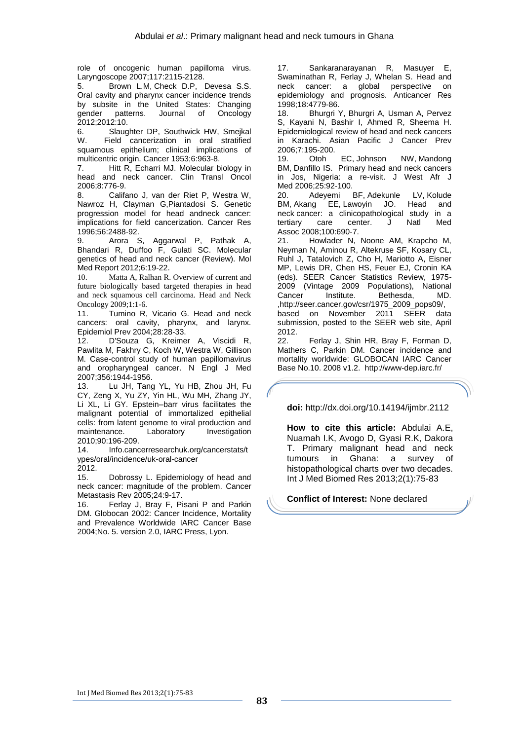role of oncogenic human papilloma virus. Laryngoscope 2007;117:2115-2128.

5. Brown L.M, Check D.P, Devesa S.S. Oral cavity and pharynx cancer incidence trends by subsite in the United States: Changing gender patterns. Journal of Oncology 2012;2012:10.

6. Slaughter DP, Southwick HW, Smejkal W. Field cancerization in oral stratified squamous epithelium; clinical implications of multicentric origin. Cancer 1953;6:963-8.

7. Hitt R, Echarri MJ. Molecular biology in head and neck cancer. Clin Transl Oncol 2006;8:776-9.

8. Califano J, van der Riet P, Westra W, Nawroz H, Clayman G,Piantadosi S. Genetic progression model for head andneck cancer: implications for field cancerization. Cancer Res 1996;56:2488-92.

9. Arora S, Aggarwal P, Pathak A, Bhandari R, Duffoo F, Gulati SC. Molecular genetics of head and neck cancer (Review). Mol Med Report 2012;6:19-22.

10. Matta A, Ralhan R. Overview of current and future biologically based targeted therapies in head and neck squamous cell carcinoma. Head and Neck Oncology 2009;1:1-6.

11. Tumino R, Vicario G. Head and neck cancers: oral cavity, pharynx, and larynx. Epidemiol Prev 2004;28:28-33.

12. D'Souza G, Kreimer A, Viscidi R, Pawlita M, Fakhry C, Koch W, Westra W, Gillison M. Case-control study of human papillomavirus and oropharyngeal cancer. N Engl J Med 2007;356:1944-1956.

13. Lu JH, Tang YL, Yu HB, Zhou JH, Fu CY, Zeng X, Yu ZY, Yin HL, Wu MH, Zhang JY, Li XL, Li GY. Epstein–barr virus facilitates the malignant potential of immortalized epithelial cells: from latent genome to viral production and maintenance. Laboratory Investigation 2010;90:196-209.

14. Info.cancerresearchuk.org/cancerstats/types/oral/incidence/uk-oral-cancer 2012.

15. Dobrossy L. Epidemiology of head and neck cancer: magnitude of the problem. Cancer Metastasis Rev 2005;24:9-17.

16. Ferlay J, Bray F, Pisani P and Parkin DM. Globocan 2002: Cancer Incidence, Mortality and Prevalence Worldwide IARC Cancer Base 2004;No. 5. version 2.0, IARC Press, Lyon.

17. Sankaranarayanan R, Masuyer E, Swaminathan R, Ferlay J, Whelan S. Head and neck cancer: a global perspective on epidemiology and prognosis. Anticancer Res 1998;18:4779-86.

18. Bhurgri Y, Bhurgri A, Usman A, Pervez S, Kayani N, Bashir I, Ahmed R, Sheema H. Epidemiological review of head and neck cancers in Karachi. Asian Pacific J Cancer Prev 2006;7:195-200.

19. Otoh EC, Johnson NW, Mandong BM, Danfillo IS. Primary head and neck cancers in Jos, Nigeria: a re-visit. J West Afr J Med 2006;25:92-100.

20. Adeyemi BF, Adekunle LV, Kolude BM, Akang EE, Lawoyin JO. Head and neck cancer: a clinicopathological study in a tertiary care center. J Natl Med Assoc 2008;100:690-7.

21. Howlader N, Noone AM, Krapcho M, Neyman N, Aminou R, Altekruse SF, Kosary CL, Ruhl J, Tatalovich Z, Cho H, Mariotto A, Eisner MP, Lewis DR, Chen HS, Feuer EJ, Cronin KA (eds). SEER Cancer Statistics Review, 1975-2009 (Vintage 2009 Populations), National Cancer Institute. Bethesda, MD. ,http://seer.cancer.gov/csr/1975_2009_pops09/, based on November 2011 SEER data submission, posted to the SEER web site, April 2012.

22. Ferlay J, Shin HR, Bray F, Forman D, Mathers C, Parkin DM. Cancer incidence and mortality worldwide: GLOBOCAN IARC Cancer Base No.10. 2008 v1.2. http://www-dep.iarc.fr/

**doi:** http://dx.doi.org/10.14194/ijmbr.2112

**How to cite this article:** Abdulai A.E, Nuamah I.K, Avogo D, Gyasi R.K, Dakora T. Primary malignant head and neck tumours in Ghana: a survey of histopathological charts over two decades. Int J Med Biomed Res 2013;2(1):75-83

**Conflict of Interest:** None declared